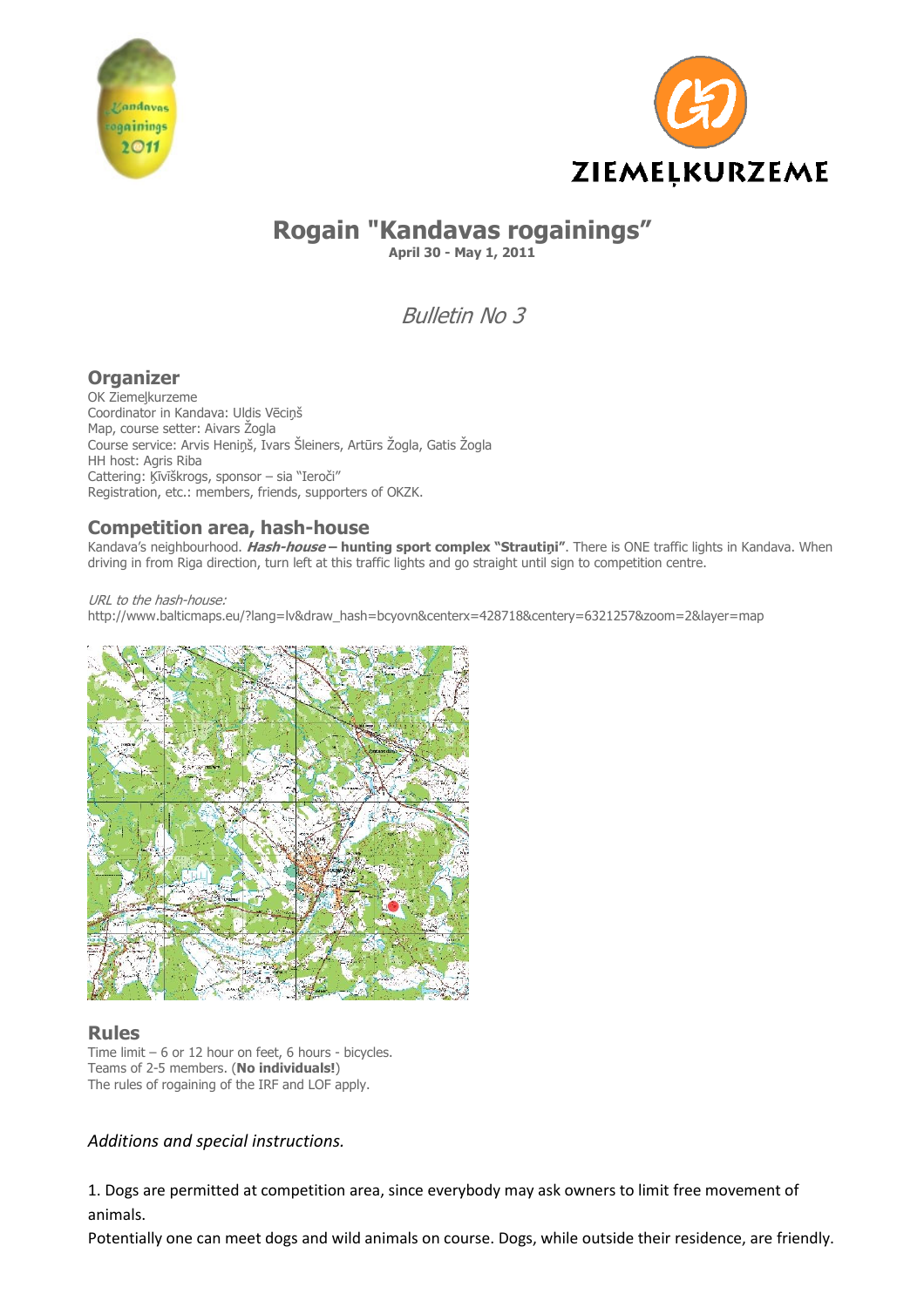# Rogain "Kandavas rogainings"

**April 30 - May 1, 2011**

*Bulletin No 3*

## Organizer

OK Ziemeļkurzeme
Coordinator in Kandava: Uldis Vēciņš
Map, course setter: Aivars Žogla
Course service: Arvis Heniņš, Ivars Šleiners, Artūrs Žogla, Gatis Žogla
HH host: Agris Riba
Cattering: Ķīvīškrogs, sponsor – sia "Ieroči"
Registration, etc.: members, friends, supporters of OKZK.

## Competition area, hash-house

Kandava's neighbourhood. ***Hash-house* – hunting sport complex "Strautiņi"**. There is ONE traffic lights in Kandava. When driving in from Riga direction, turn left at this traffic lights and go straight until sign to competition centre.

*URL to the hash-house:*
http://www.balticmaps.eu/?lang=lv&draw_hash=bcyovn&centerx=428718&centery=6321257&zoom=2&layer=map

## Rules

Time limit – 6 or 12 hour on feet, 6 hours - bicycles.
Teams of 2-5 members. (**No individuals!**)
The rules of rogaining of the IRF and LOF apply.

*Additions and special instructions.*

1. Dogs are permitted at competition area, since everybody may ask owners to limit free movement of animals.
Potentially one can meet dogs and wild animals on course. Dogs, while outside their residence, are friendly.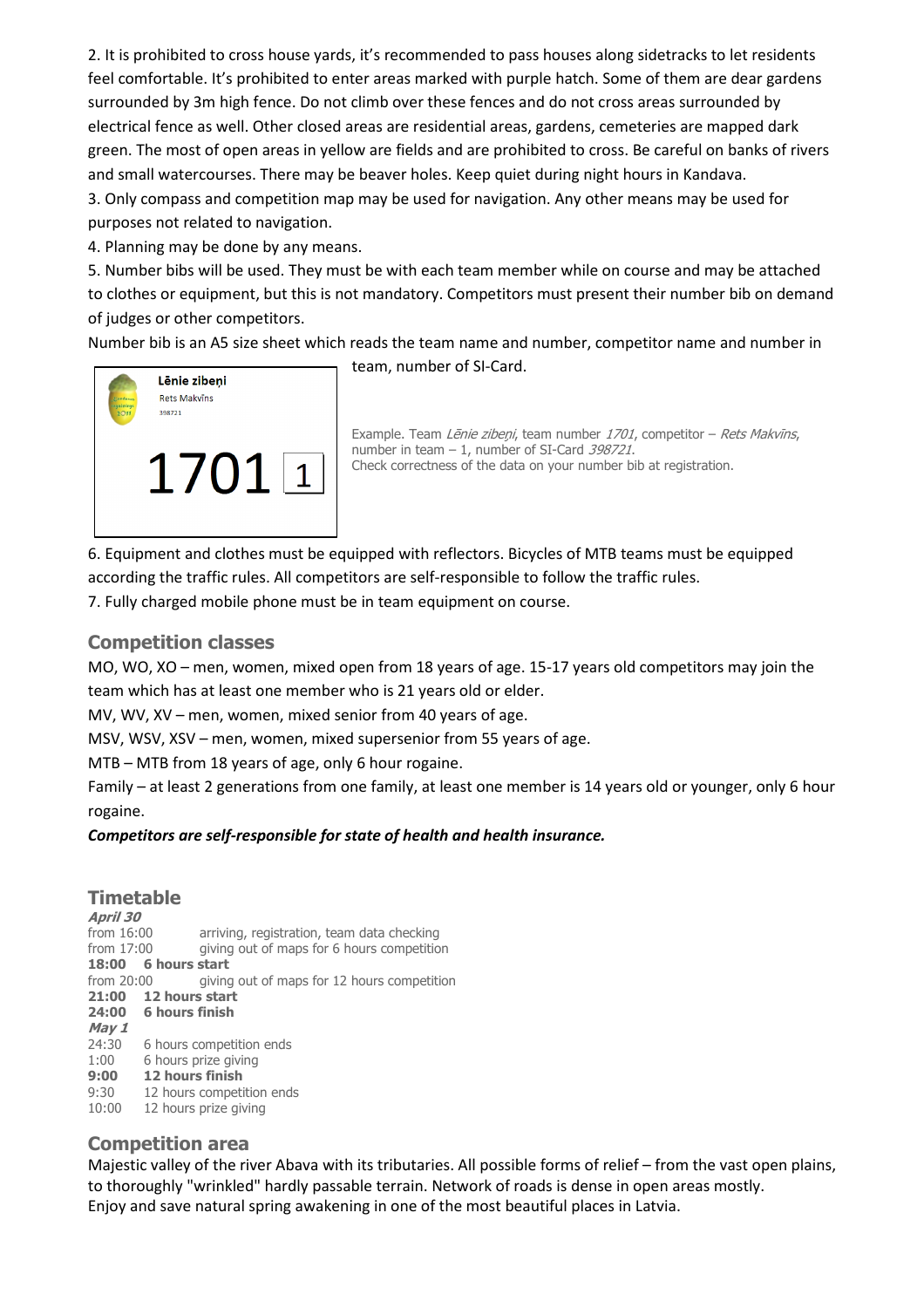2. It is prohibited to cross house yards, it's recommended to pass houses along sidetracks to let residents feel comfortable. It's prohibited to enter areas marked with purple hatch. Some of them are dear gardens surrounded by 3m high fence. Do not climb over these fences and do not cross areas surrounded by electrical fence as well. Other closed areas are residential areas, gardens, cemeteries are mapped dark green. The most of open areas in yellow are fields and are prohibited to cross. Be careful on banks of rivers and small watercourses. There may be beaver holes. Keep quiet during night hours in Kandava.

3. Only compass and competition map may be used for navigation. Any other means may be used for purposes not related to navigation.

4. Planning may be done by any means.

5. Number bibs will be used. They must be with each team member while on course and may be attached to clothes or equipment, but this is not mandatory. Competitors must present their number bib on demand of judges or other competitors.

Number bib is an A5 size sheet which reads the team name and number, competitor name and number in team, number of SI-Card.

**Lēnie zibeņi**
Rets Makvīns
398721

1701 [1]

Example. Team *Lēnie zibeņi*, team number *1701*, competitor – *Rets Makvīns*, number in team – 1, number of SI-Card *398721*.
Check correctness of the data on your number bib at registration.

6. Equipment and clothes must be equipped with reflectors. Bicycles of MTB teams must be equipped according the traffic rules. All competitors are self-responsible to follow the traffic rules.

7. Fully charged mobile phone must be in team equipment on course.

## Competition classes

MO, WO, XO – men, women, mixed open from 18 years of age. 15-17 years old competitors may join the team which has at least one member who is 21 years old or elder.

MV, WV, XV – men, women, mixed senior from 40 years of age.

MSV, WSV, XSV – men, women, mixed supersenior from 55 years of age.

MTB – MTB from 18 years of age, only 6 hour rogaine.

Family – at least 2 generations from one family, at least one member is 14 years old or younger, only 6 hour rogaine.

***Competitors are self-responsible for state of health and health insurance.***

## Timetable

***April 30***

from 16:00 arriving, registration, team data checking
from 17:00 giving out of maps for 6 hours competition
**18:00 6 hours start**
from 20:00 giving out of maps for 12 hours competition
**21:00 12 hours start**
**24:00 6 hours finish**

***May 1***

24:30 6 hours competition ends
1:00 6 hours prize giving
**9:00 12 hours finish**
9:30 12 hours competition ends
10:00 12 hours prize giving

## Competition area

Majestic valley of the river Abava with its tributaries. All possible forms of relief – from the vast open plains, to thoroughly "wrinkled" hardly passable terrain. Network of roads is dense in open areas mostly.
Enjoy and save natural spring awakening in one of the most beautiful places in Latvia.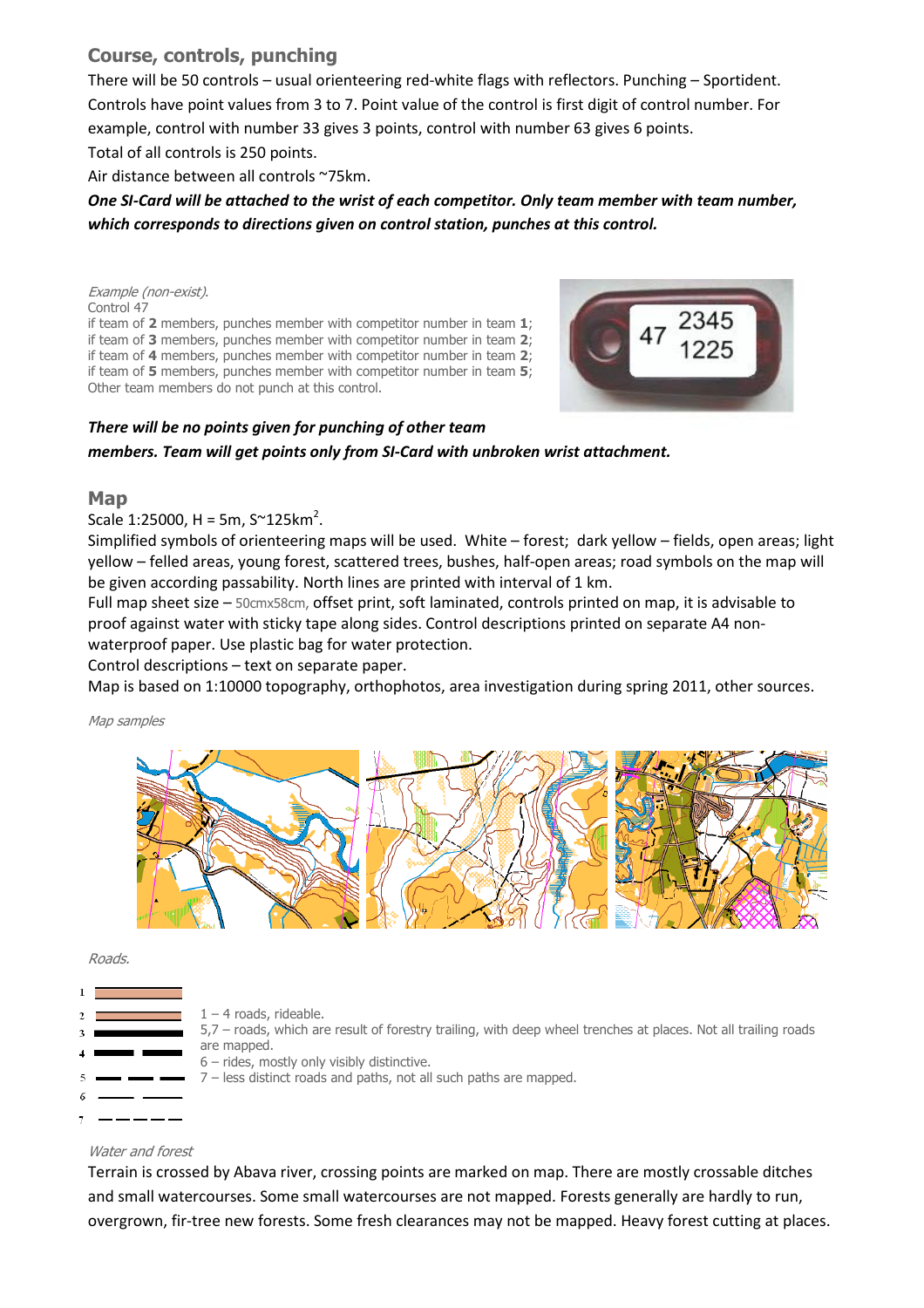## Course, controls, punching

There will be 50 controls – usual orienteering red-white flags with reflectors. Punching – Sportident. Controls have point values from 3 to 7. Point value of the control is first digit of control number. For example, control with number 33 gives 3 points, control with number 63 gives 6 points.

Total of all controls is 250 points.

Air distance between all controls ~75km.

***One SI-Card will be attached to the wrist of each competitor. Only team member with team number, which corresponds to directions given on control station, punches at this control.***

*Example (non-exist).*
Control 47
if team of **2** members, punches member with competitor number in team **1**;
if team of **3** members, punches member with competitor number in team **2**;
if team of **4** members, punches member with competitor number in team **2**;
if team of **5** members, punches member with competitor number in team **5**;
Other team members do not punch at this control.

47 2345 1225

***There will be no points given for punching of other team members. Team will get points only from SI-Card with unbroken wrist attachment.***

## Map

Scale 1:25000, H = 5m, S~125km$^2$.

Simplified symbols of orienteering maps will be used. White – forest; dark yellow – fields, open areas; light yellow – felled areas, young forest, scattered trees, bushes, half-open areas; road symbols on the map will be given according passability. North lines are printed with interval of 1 km.

Full map sheet size – 50cmx58cm, offset print, soft laminated, controls printed on map, it is advisable to proof against water with sticky tape along sides. Control descriptions printed on separate A4 non-waterproof paper. Use plastic bag for water protection.

Control descriptions – text on separate paper.

Map is based on 1:10000 topography, orthophotos, area investigation during spring 2011, other sources.

*Map samples*

*Roads.*

1
2
3
4
5
6
7

1 – 4 roads, rideable.
5,7 – roads, which are result of forestry trailing, with deep wheel trenches at places. Not all trailing roads are mapped.
6 – rides, mostly only visibly distinctive.
7 – less distinct roads and paths, not all such paths are mapped.

*Water and forest*

Terrain is crossed by Abava river, crossing points are marked on map. There are mostly crossable ditches and small watercourses. Some small watercourses are not mapped. Forests generally are hardly to run, overgrown, fir-tree new forests. Some fresh clearances may not be mapped. Heavy forest cutting at places.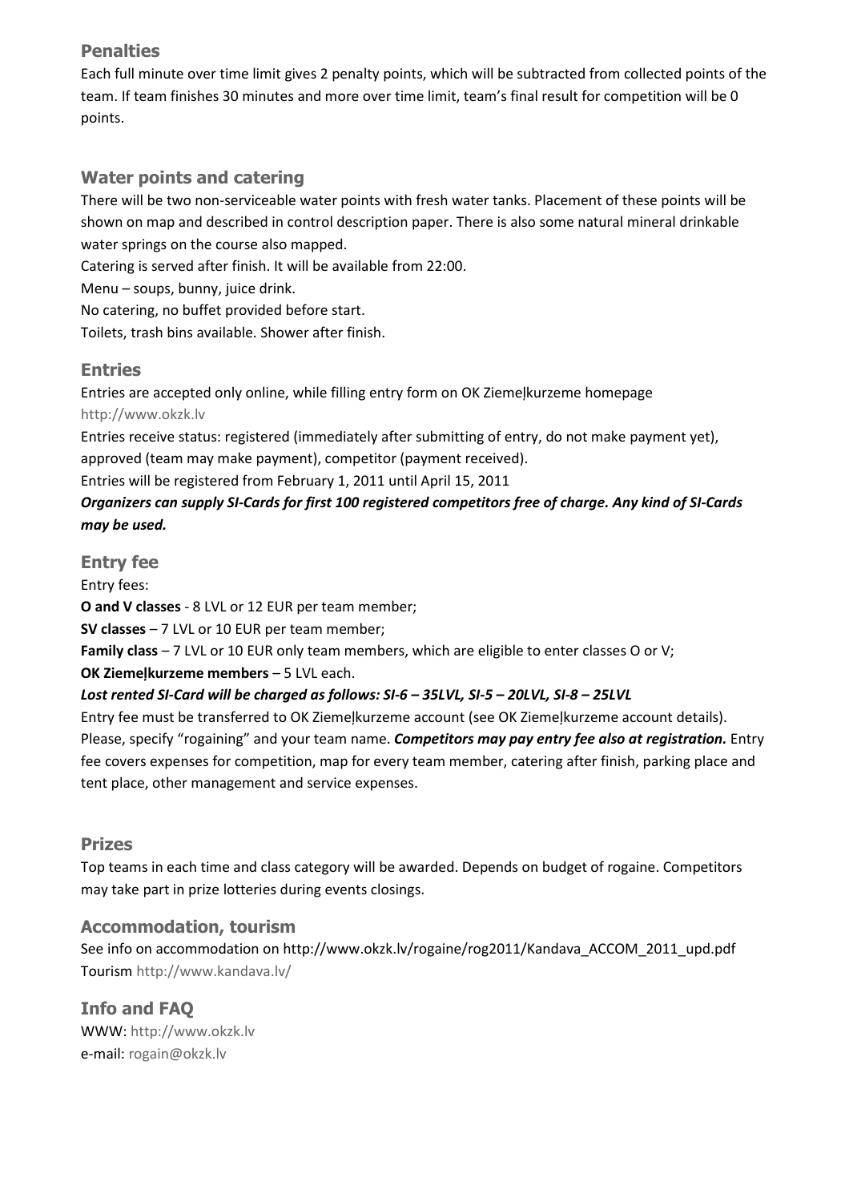## Penalties

Each full minute over time limit gives 2 penalty points, which will be subtracted from collected points of the team. If team finishes 30 minutes and more over time limit, team's final result for competition will be 0 points.

## Water points and catering

There will be two non-serviceable water points with fresh water tanks. Placement of these points will be shown on map and described in control description paper. There is also some natural mineral drinkable water springs on the course also mapped.

Catering is served after finish. It will be available from 22:00.

Menu – soups, bunny, juice drink.

No catering, no buffet provided before start.

Toilets, trash bins available. Shower after finish.

## Entries

Entries are accepted only online, while filling entry form on OK Ziemeļkurzeme homepage http://www.okzk.lv

Entries receive status: registered (immediately after submitting of entry, do not make payment yet), approved (team may make payment), competitor (payment received).

Entries will be registered from February 1, 2011 until April 15, 2011

***Organizers can supply SI-Cards for first 100 registered competitors free of charge. Any kind of SI-Cards may be used.***

## Entry fee

Entry fees:

**O and V classes** - 8 LVL or 12 EUR per team member;

**SV classes** – 7 LVL or 10 EUR per team member;

**Family class** – 7 LVL or 10 EUR only team members, which are eligible to enter classes O or V;

**OK Ziemeļkurzeme members** – 5 LVL each.

***Lost rented SI-Card will be charged as follows: SI-6 – 35LVL, SI-5 – 20LVL, SI-8 – 25LVL***

Entry fee must be transferred to OK Ziemeļkurzeme account (see OK Ziemeļkurzeme account details). Please, specify "rogaining" and your team name. ***Competitors may pay entry fee also at registration.*** Entry fee covers expenses for competition, map for every team member, catering after finish, parking place and tent place, other management and service expenses.

## Prizes

Top teams in each time and class category will be awarded. Depends on budget of rogaine. Competitors may take part in prize lotteries during events closings.

## Accommodation, tourism

See info on accommodation on http://www.okzk.lv/rogaine/rog2011/Kandava_ACCOM_2011_upd.pdf

Tourism http://www.kandava.lv/

## Info and FAQ

WWW: http://www.okzk.lv

e-mail: rogain@okzk.lv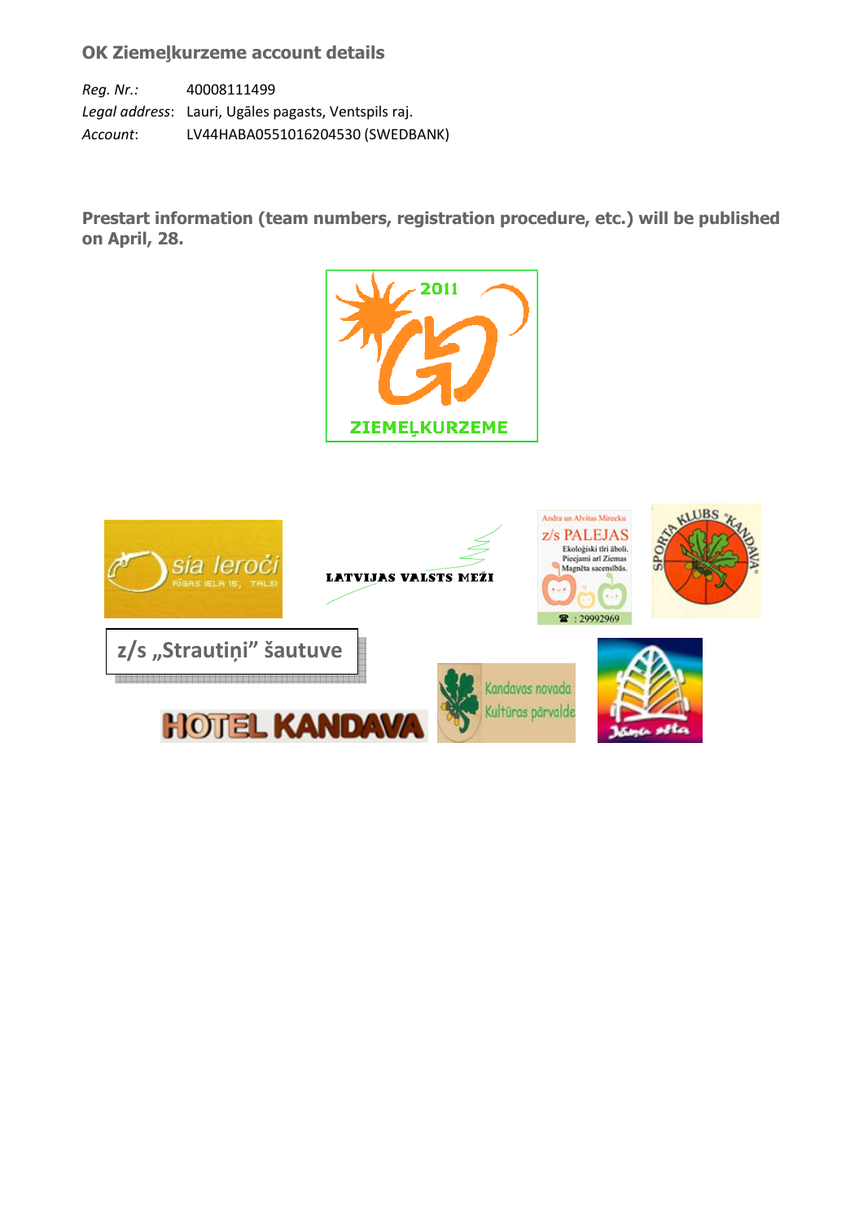## OK Ziemeļkurzeme account details

| | |
|---|---|
| *Reg. Nr.:* | 40008111499 |
| *Legal address*: | Lauri, Ugāles pagasts, Ventspils raj. |
| *Account*: | LV44HABA0551016204530 (SWEDBANK) |

**Prestart information (team numbers, registration procedure, etc.) will be published on April, 28.**